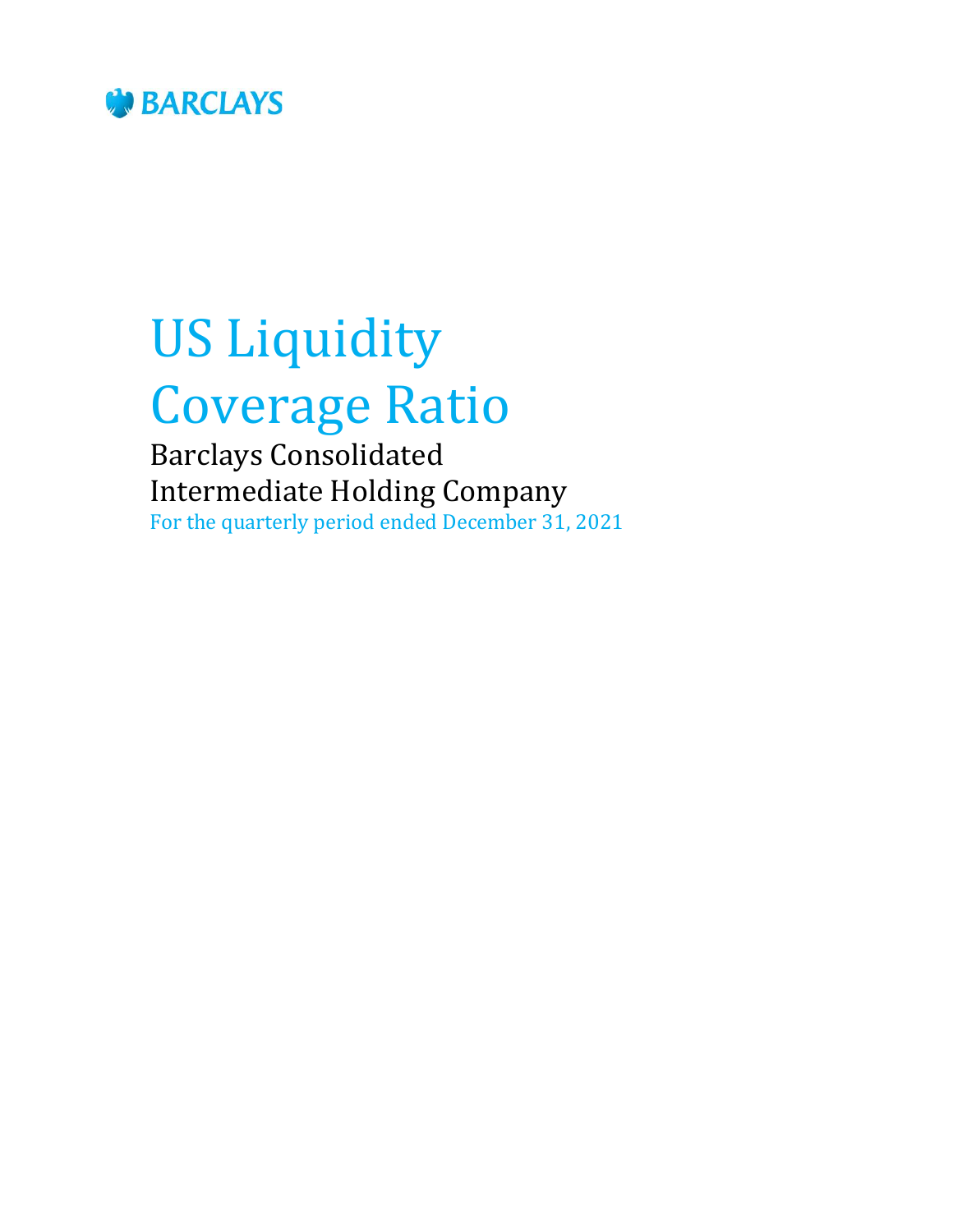BARCLAYS

# US Liquidity Coverage Ratio

## Barclays Consolidated Intermediate Holding Company

For the quarterly period ended December 31, 2021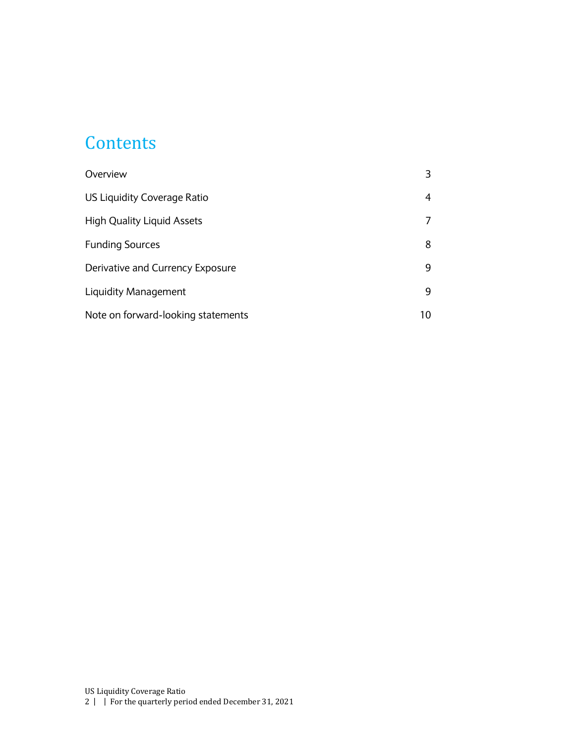# Contents

| | |
|---|---|
| Overview | 3 |
| US Liquidity Coverage Ratio | 4 |
| High Quality Liquid Assets | 7 |
| Funding Sources | 8 |
| Derivative and Currency Exposure | 9 |
| Liquidity Management | 9 |
| Note on forward-looking statements | 10 |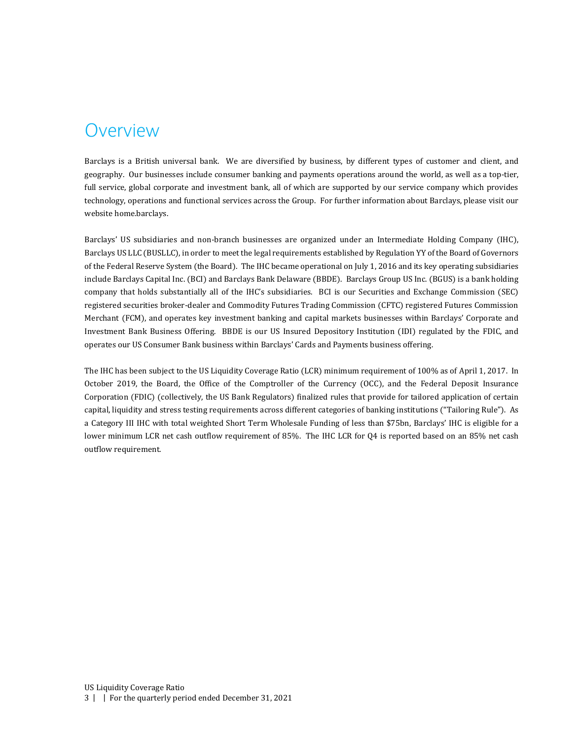# Overview

Barclays is a British universal bank. We are diversified by business, by different types of customer and client, and geography. Our businesses include consumer banking and payments operations around the world, as well as a top-tier, full service, global corporate and investment bank, all of which are supported by our service company which provides technology, operations and functional services across the Group. For further information about Barclays, please visit our website home.barclays.

Barclays' US subsidiaries and non-branch businesses are organized under an Intermediate Holding Company (IHC), Barclays US LLC (BUSLLC), in order to meet the legal requirements established by Regulation YY of the Board of Governors of the Federal Reserve System (the Board). The IHC became operational on July 1, 2016 and its key operating subsidiaries include Barclays Capital Inc. (BCI) and Barclays Bank Delaware (BBDE). Barclays Group US Inc. (BGUS) is a bank holding company that holds substantially all of the IHC's subsidiaries. BCI is our Securities and Exchange Commission (SEC) registered securities broker-dealer and Commodity Futures Trading Commission (CFTC) registered Futures Commission Merchant (FCM), and operates key investment banking and capital markets businesses within Barclays' Corporate and Investment Bank Business Offering. BBDE is our US Insured Depository Institution (IDI) regulated by the FDIC, and operates our US Consumer Bank business within Barclays' Cards and Payments business offering.

The IHC has been subject to the US Liquidity Coverage Ratio (LCR) minimum requirement of 100% as of April 1, 2017. In October 2019, the Board, the Office of the Comptroller of the Currency (OCC), and the Federal Deposit Insurance Corporation (FDIC) (collectively, the US Bank Regulators) finalized rules that provide for tailored application of certain capital, liquidity and stress testing requirements across different categories of banking institutions ("Tailoring Rule"). As a Category III IHC with total weighted Short Term Wholesale Funding of less than $75bn, Barclays' IHC is eligible for a lower minimum LCR net cash outflow requirement of 85%. The IHC LCR for Q4 is reported based on an 85% net cash outflow requirement.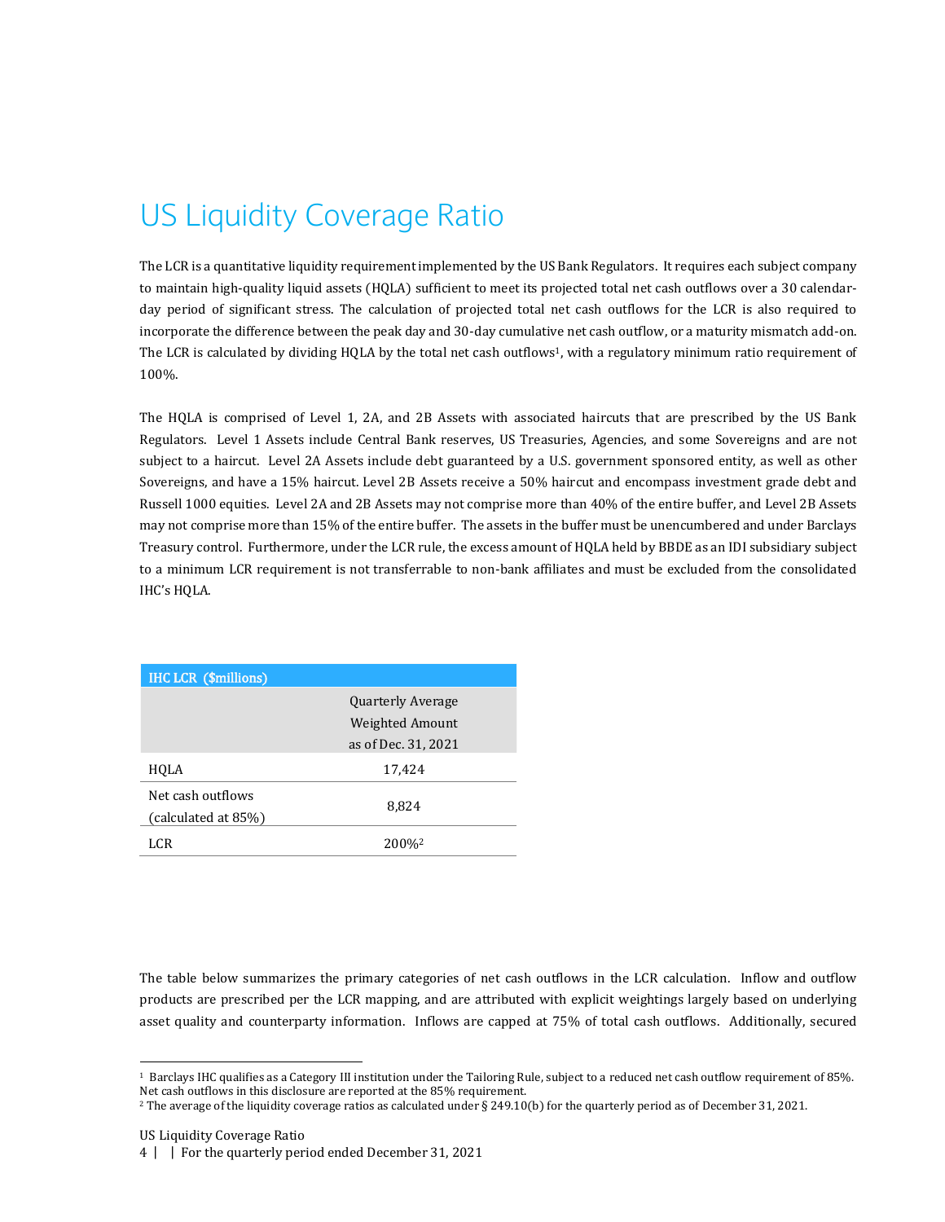# US Liquidity Coverage Ratio

The LCR is a quantitative liquidity requirement implemented by the US Bank Regulators. It requires each subject company to maintain high-quality liquid assets (HQLA) sufficient to meet its projected total net cash outflows over a 30 calendar-day period of significant stress. The calculation of projected total net cash outflows for the LCR is also required to incorporate the difference between the peak day and 30-day cumulative net cash outflow, or a maturity mismatch add-on. The LCR is calculated by dividing HQLA by the total net cash outflows[1], with a regulatory minimum ratio requirement of 100%.

The HQLA is comprised of Level 1, 2A, and 2B Assets with associated haircuts that are prescribed by the US Bank Regulators. Level 1 Assets include Central Bank reserves, US Treasuries, Agencies, and some Sovereigns and are not subject to a haircut. Level 2A Assets include debt guaranteed by a U.S. government sponsored entity, as well as other Sovereigns, and have a 15% haircut. Level 2B Assets receive a 50% haircut and encompass investment grade debt and Russell 1000 equities. Level 2A and 2B Assets may not comprise more than 40% of the entire buffer, and Level 2B Assets may not comprise more than 15% of the entire buffer. The assets in the buffer must be unencumbered and under Barclays Treasury control. Furthermore, under the LCR rule, the excess amount of HQLA held by BBDE as an IDI subsidiary subject to a minimum LCR requirement is not transferrable to non-bank affiliates and must be excluded from the consolidated IHC's HQLA.

| IHC LCR ($millions) | Quarterly Average Weighted Amount as of Dec. 31, 2021 |
|---|---|
| HQLA | 17,424 |
| Net cash outflows (calculated at 85%) | 8,824 |
| LCR | 200%[2] |

The table below summarizes the primary categories of net cash outflows in the LCR calculation. Inflow and outflow products are prescribed per the LCR mapping, and are attributed with explicit weightings largely based on underlying asset quality and counterparty information. Inflows are capped at 75% of total cash outflows. Additionally, secured

---

[1] Barclays IHC qualifies as a Category III institution under the Tailoring Rule, subject to a reduced net cash outflow requirement of 85%. Net cash outflows in this disclosure are reported at the 85% requirement.

[2] The average of the liquidity coverage ratios as calculated under § 249.10(b) for the quarterly period as of December 31, 2021.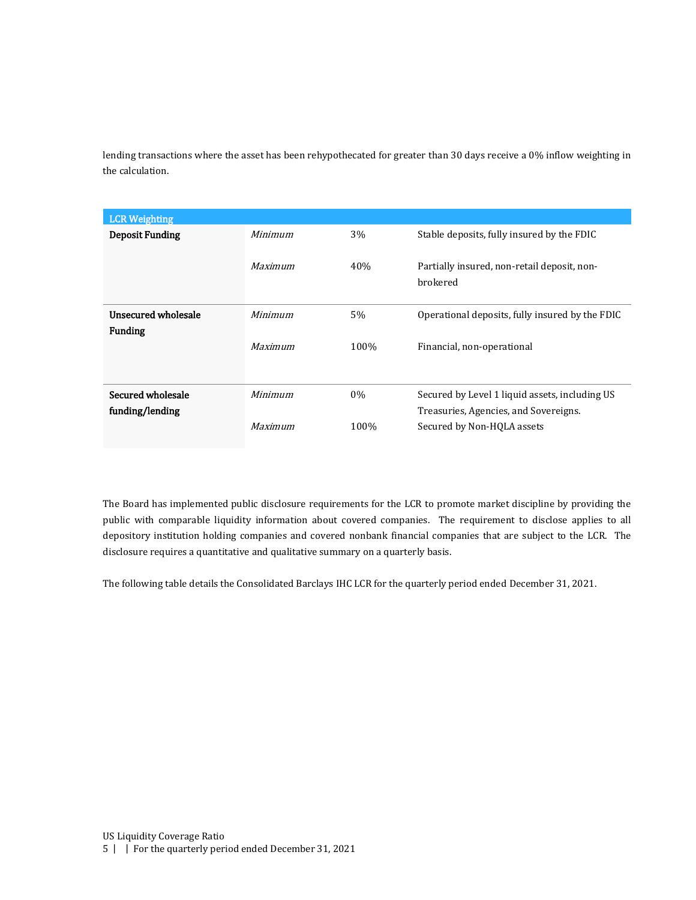lending transactions where the asset has been rehypothecated for greater than 30 days receive a 0% inflow weighting in the calculation.

| LCR Weighting | | | |
|---|---|---|---|
| **Deposit Funding** | *Minimum* | 3% | Stable deposits, fully insured by the FDIC |
| | *Maximum* | 40% | Partially insured, non-retail deposit, non-brokered |
| **Unsecured wholesale Funding** | *Minimum* | 5% | Operational deposits, fully insured by the FDIC |
| | *Maximum* | 100% | Financial, non-operational |
| **Secured wholesale funding/lending** | *Minimum* | 0% | Secured by Level 1 liquid assets, including US Treasuries, Agencies, and Sovereigns. |
| | *Maximum* | 100% | Secured by Non-HQLA assets |

The Board has implemented public disclosure requirements for the LCR to promote market discipline by providing the public with comparable liquidity information about covered companies. The requirement to disclose applies to all depository institution holding companies and covered nonbank financial companies that are subject to the LCR. The disclosure requires a quantitative and qualitative summary on a quarterly basis.

The following table details the Consolidated Barclays IHC LCR for the quarterly period ended December 31, 2021.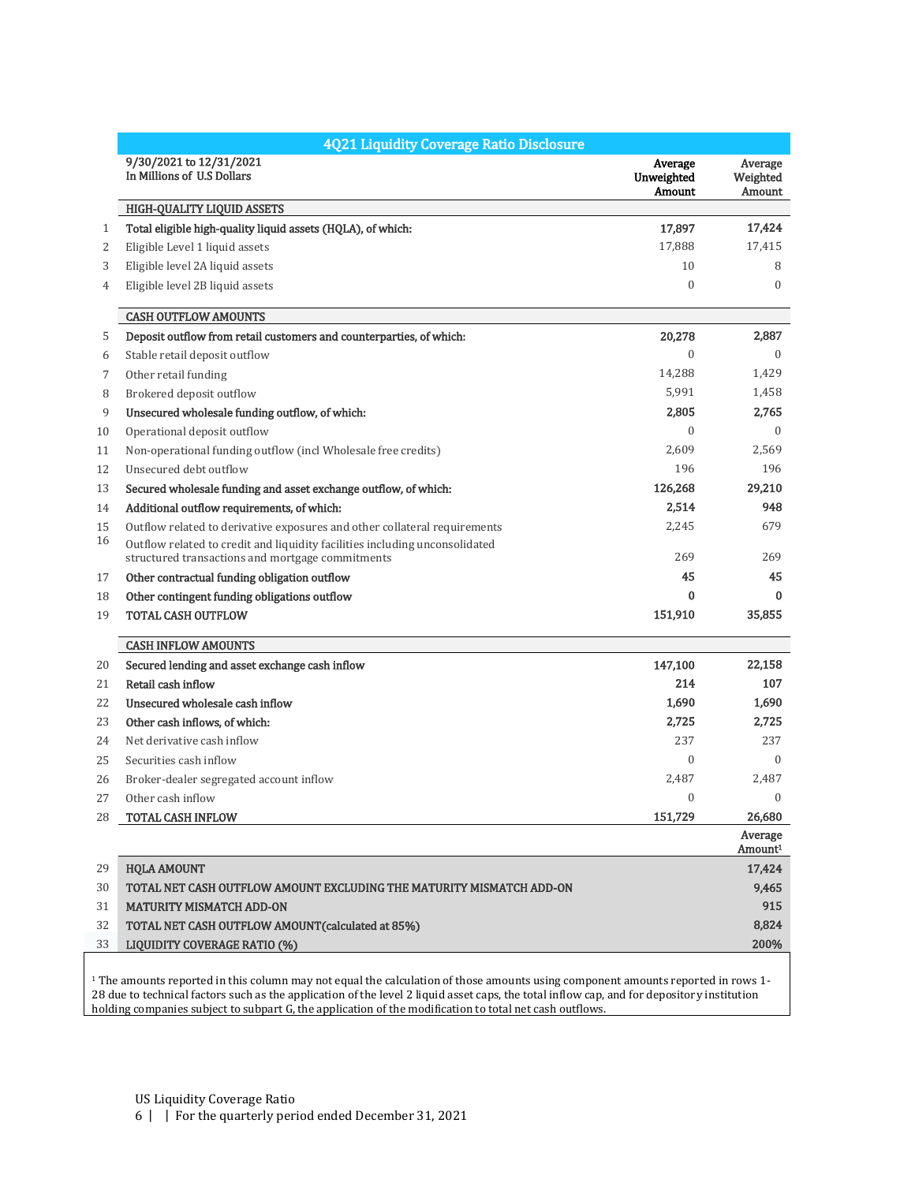## 4Q21 Liquidity Coverage Ratio Disclosure

| | 9/30/2021 to 12/31/2021<br>In Millions of U.S Dollars | Average Unweighted Amount | Average Weighted Amount |
|---|---|---|---|
| | **HIGH-QUALITY LIQUID ASSETS** | | |
| 1 | **Total eligible high-quality liquid assets (HQLA), of which:** | **17,897** | **17,424** |
| 2 | Eligible Level 1 liquid assets | 17,888 | 17,415 |
| 3 | Eligible level 2A liquid assets | 10 | 8 |
| 4 | Eligible level 2B liquid assets | 0 | 0 |
| | **CASH OUTFLOW AMOUNTS** | | |
| 5 | **Deposit outflow from retail customers and counterparties, of which:** | **20,278** | **2,887** |
| 6 | Stable retail deposit outflow | 0 | 0 |
| 7 | Other retail funding | 14,288 | 1,429 |
| 8 | Brokered deposit outflow | 5,991 | 1,458 |
| 9 | **Unsecured wholesale funding outflow, of which:** | **2,805** | **2,765** |
| 10 | Operational deposit outflow | 0 | 0 |
| 11 | Non-operational funding outflow (incl Wholesale free credits) | 2,609 | 2,569 |
| 12 | Unsecured debt outflow | 196 | 196 |
| 13 | **Secured wholesale funding and asset exchange outflow, of which:** | **126,268** | **29,210** |
| 14 | **Additional outflow requirements, of which:** | **2,514** | **948** |
| 15 | Outflow related to derivative exposures and other collateral requirements | 2,245 | 679 |
| 16 | Outflow related to credit and liquidity facilities including unconsolidated structured transactions and mortgage commitments | 269 | 269 |
| 17 | **Other contractual funding obligation outflow** | **45** | **45** |
| 18 | **Other contingent funding obligations outflow** | **0** | **0** |
| 19 | **TOTAL CASH OUTFLOW** | **151,910** | **35,855** |
| | **CASH INFLOW AMOUNTS** | | |
| 20 | **Secured lending and asset exchange cash inflow** | **147,100** | **22,158** |
| 21 | **Retail cash inflow** | **214** | **107** |
| 22 | **Unsecured wholesale cash inflow** | **1,690** | **1,690** |
| 23 | **Other cash inflows, of which:** | **2,725** | **2,725** |
| 24 | Net derivative cash inflow | 237 | 237 |
| 25 | Securities cash inflow | 0 | 0 |
| 26 | Broker-dealer segregated account inflow | 2,487 | 2,487 |
| 27 | Other cash inflow | 0 | 0 |
| 28 | **TOTAL CASH INFLOW** | **151,729** | **26,680** |
| | | | **Average Amount[1]** |
| 29 | **HQLA AMOUNT** | | **17,424** |
| 30 | **TOTAL NET CASH OUTFLOW AMOUNT EXCLUDING THE MATURITY MISMATCH ADD-ON** | | **9,465** |
| 31 | **MATURITY MISMATCH ADD-ON** | | **915** |
| 32 | **TOTAL NET CASH OUTFLOW AMOUNT(calculated at 85%)** | | **8,824** |
| 33 | **LIQUIDITY COVERAGE RATIO (%)** | | **200%** |

[1] The amounts reported in this column may not equal the calculation of those amounts using component amounts reported in rows 1-28 due to technical factors such as the application of the level 2 liquid asset caps, the total inflow cap, and for depository institution holding companies subject to subpart G, the application of the modification to total net cash outflows.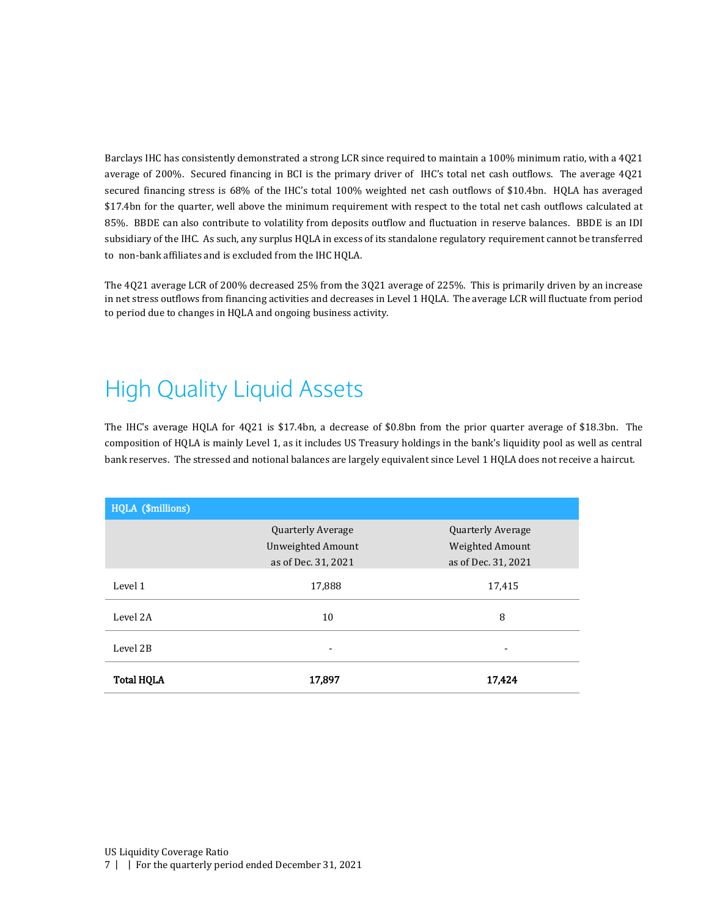Barclays IHC has consistently demonstrated a strong LCR since required to maintain a 100% minimum ratio, with a 4Q21 average of 200%. Secured financing in BCI is the primary driver of IHC's total net cash outflows. The average 4Q21 secured financing stress is 68% of the IHC's total 100% weighted net cash outflows of $10.4bn. HQLA has averaged $17.4bn for the quarter, well above the minimum requirement with respect to the total net cash outflows calculated at 85%. BBDE can also contribute to volatility from deposits outflow and fluctuation in reserve balances. BBDE is an IDI subsidiary of the IHC. As such, any surplus HQLA in excess of its standalone regulatory requirement cannot be transferred to non-bank affiliates and is excluded from the IHC HQLA.

The 4Q21 average LCR of 200% decreased 25% from the 3Q21 average of 225%. This is primarily driven by an increase in net stress outflows from financing activities and decreases in Level 1 HQLA. The average LCR will fluctuate from period to period due to changes in HQLA and ongoing business activity.

# High Quality Liquid Assets

The IHC's average HQLA for 4Q21 is $17.4bn, a decrease of $0.8bn from the prior quarter average of $18.3bn. The composition of HQLA is mainly Level 1, as it includes US Treasury holdings in the bank's liquidity pool as well as central bank reserves. The stressed and notional balances are largely equivalent since Level 1 HQLA does not receive a haircut.

| HQLA ($millions) | | |
|---|---|---|
| | Quarterly Average Unweighted Amount as of Dec. 31, 2021 | Quarterly Average Weighted Amount as of Dec. 31, 2021 |
| Level 1 | 17,888 | 17,415 |
| Level 2A | 10 | 8 |
| Level 2B | - | - |
| **Total HQLA** | **17,897** | **17,424** |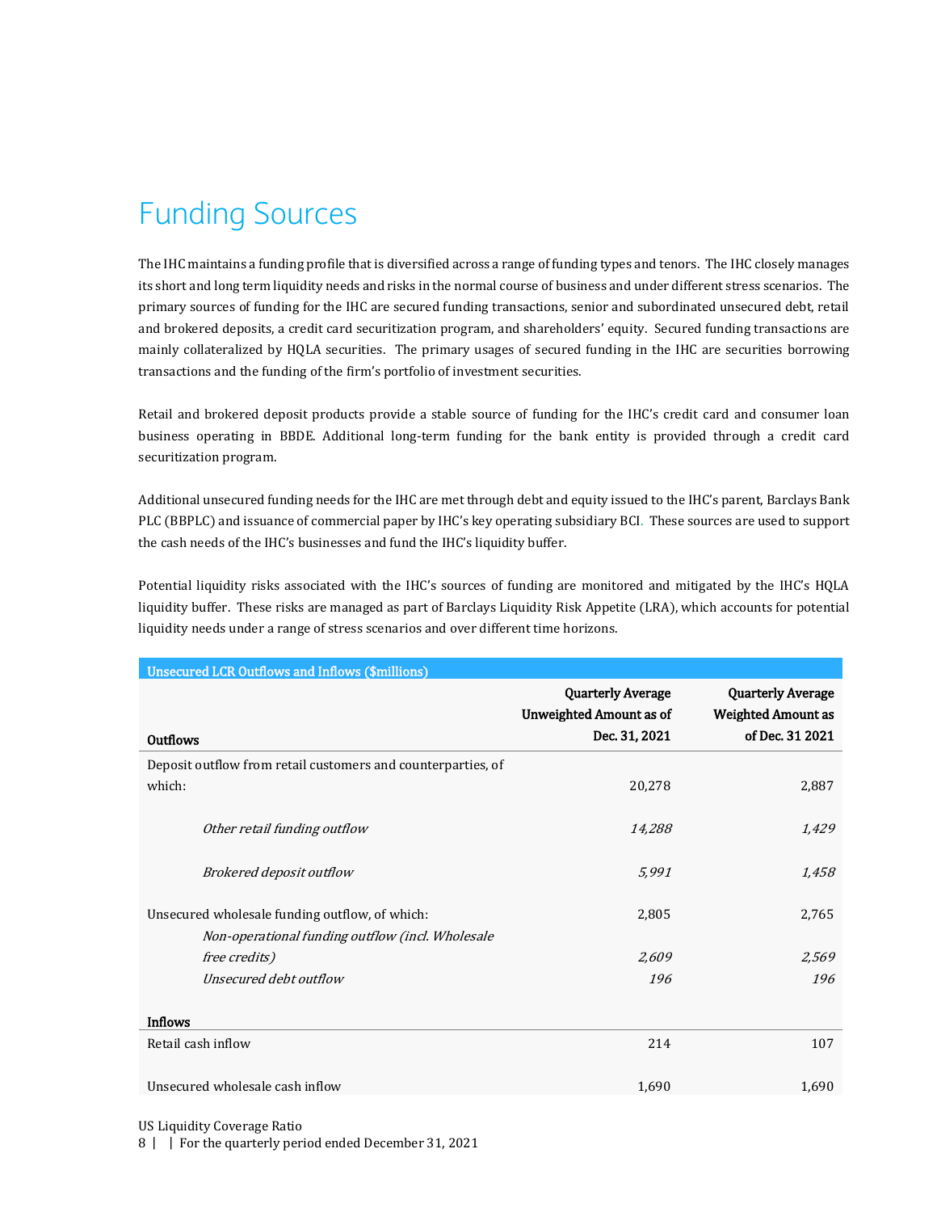# Funding Sources

The IHC maintains a funding profile that is diversified across a range of funding types and tenors. The IHC closely manages its short and long term liquidity needs and risks in the normal course of business and under different stress scenarios. The primary sources of funding for the IHC are secured funding transactions, senior and subordinated unsecured debt, retail and brokered deposits, a credit card securitization program, and shareholders' equity. Secured funding transactions are mainly collateralized by HQLA securities. The primary usages of secured funding in the IHC are securities borrowing transactions and the funding of the firm's portfolio of investment securities.

Retail and brokered deposit products provide a stable source of funding for the IHC's credit card and consumer loan business operating in BBDE. Additional long-term funding for the bank entity is provided through a credit card securitization program.

Additional unsecured funding needs for the IHC are met through debt and equity issued to the IHC's parent, Barclays Bank PLC (BBPLC) and issuance of commercial paper by IHC's key operating subsidiary BCI. These sources are used to support the cash needs of the IHC's businesses and fund the IHC's liquidity buffer.

Potential liquidity risks associated with the IHC's sources of funding are monitored and mitigated by the IHC's HQLA liquidity buffer. These risks are managed as part of Barclays Liquidity Risk Appetite (LRA), which accounts for potential liquidity needs under a range of stress scenarios and over different time horizons.

| Unsecured LCR Outflows and Inflows ($millions) | | |
|---|---|---|
| **Outflows** | **Quarterly Average Unweighted Amount as of Dec. 31, 2021** | **Quarterly Average Weighted Amount as of Dec. 31 2021** |
| Deposit outflow from retail customers and counterparties, of which: | 20,278 | 2,887 |
| *Other retail funding outflow* | *14,288* | *1,429* |
| *Brokered deposit outflow* | *5,991* | *1,458* |
| Unsecured wholesale funding outflow, of which: | 2,805 | 2,765 |
| *Non-operational funding outflow (incl. Wholesale free credits)* | *2,609* | *2,569* |
| *Unsecured debt outflow* | *196* | *196* |
| **Inflows** | | |
| Retail cash inflow | 214 | 107 |
| Unsecured wholesale cash inflow | 1,690 | 1,690 |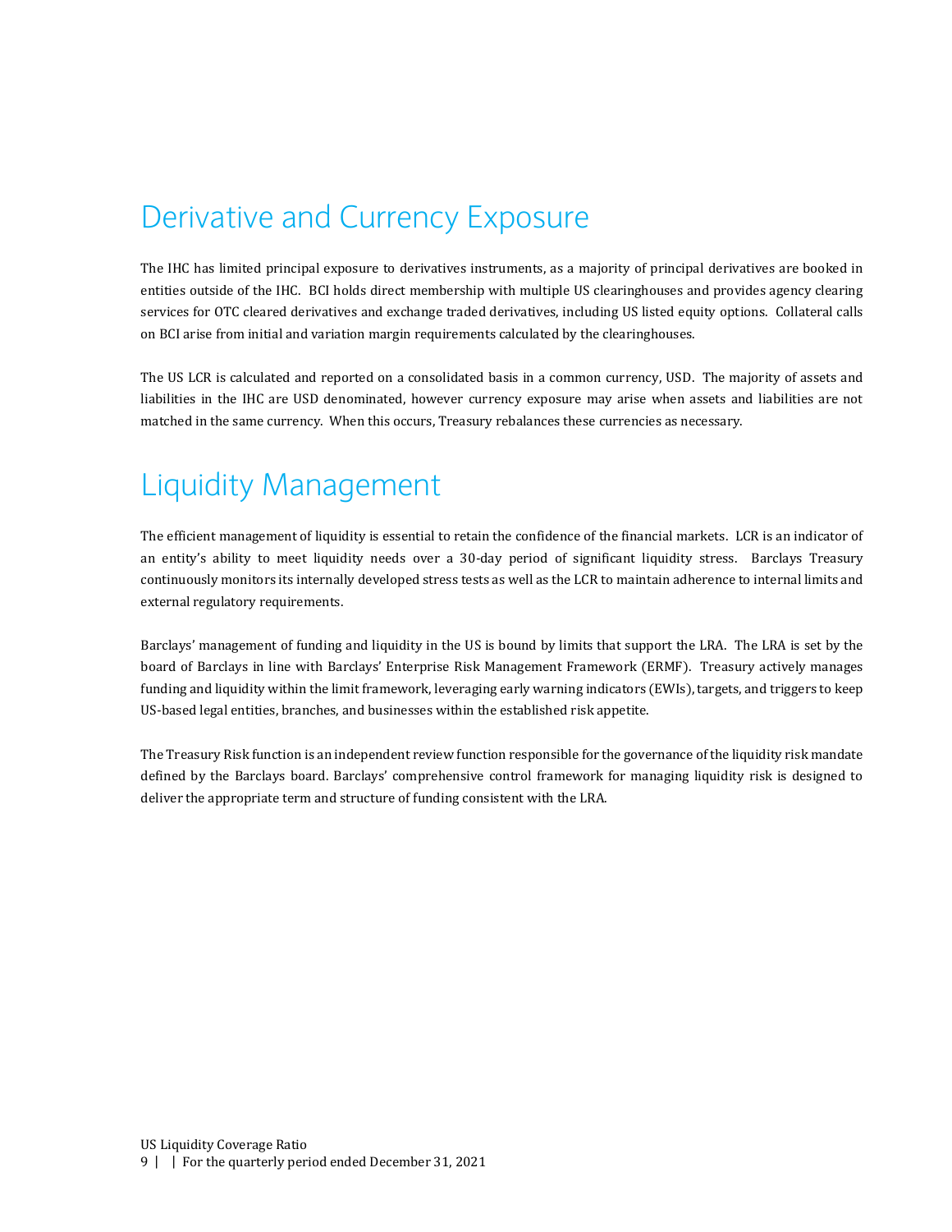# Derivative and Currency Exposure

The IHC has limited principal exposure to derivatives instruments, as a majority of principal derivatives are booked in entities outside of the IHC. BCI holds direct membership with multiple US clearinghouses and provides agency clearing services for OTC cleared derivatives and exchange traded derivatives, including US listed equity options. Collateral calls on BCI arise from initial and variation margin requirements calculated by the clearinghouses.

The US LCR is calculated and reported on a consolidated basis in a common currency, USD. The majority of assets and liabilities in the IHC are USD denominated, however currency exposure may arise when assets and liabilities are not matched in the same currency. When this occurs, Treasury rebalances these currencies as necessary.

# Liquidity Management

The efficient management of liquidity is essential to retain the confidence of the financial markets. LCR is an indicator of an entity's ability to meet liquidity needs over a 30-day period of significant liquidity stress. Barclays Treasury continuously monitors its internally developed stress tests as well as the LCR to maintain adherence to internal limits and external regulatory requirements.

Barclays' management of funding and liquidity in the US is bound by limits that support the LRA. The LRA is set by the board of Barclays in line with Barclays' Enterprise Risk Management Framework (ERMF). Treasury actively manages funding and liquidity within the limit framework, leveraging early warning indicators (EWIs), targets, and triggers to keep US-based legal entities, branches, and businesses within the established risk appetite.

The Treasury Risk function is an independent review function responsible for the governance of the liquidity risk mandate defined by the Barclays board. Barclays' comprehensive control framework for managing liquidity risk is designed to deliver the appropriate term and structure of funding consistent with the LRA.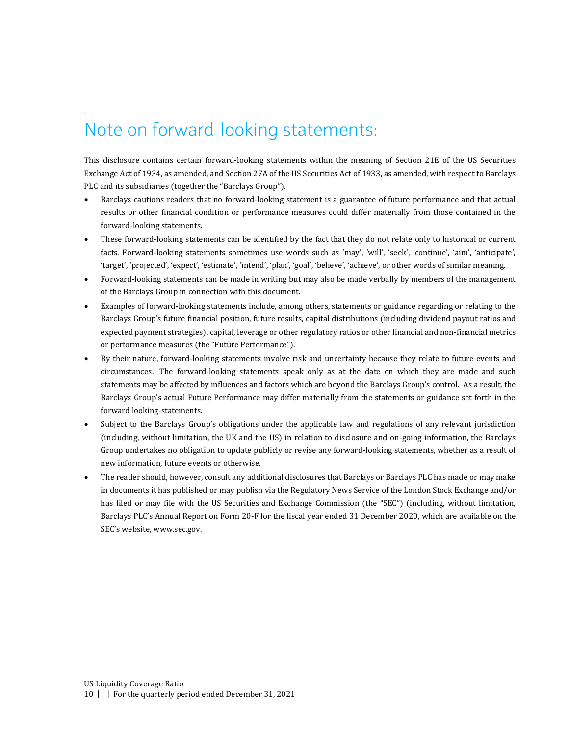# Note on forward-looking statements:

This disclosure contains certain forward-looking statements within the meaning of Section 21E of the US Securities Exchange Act of 1934, as amended, and Section 27A of the US Securities Act of 1933, as amended, with respect to Barclays PLC and its subsidiaries (together the "Barclays Group").

- Barclays cautions readers that no forward-looking statement is a guarantee of future performance and that actual results or other financial condition or performance measures could differ materially from those contained in the forward-looking statements.
- These forward-looking statements can be identified by the fact that they do not relate only to historical or current facts. Forward-looking statements sometimes use words such as 'may', 'will', 'seek', 'continue', 'aim', 'anticipate', 'target', 'projected', 'expect', 'estimate', 'intend', 'plan', 'goal', 'believe', 'achieve', or other words of similar meaning.
- Forward-looking statements can be made in writing but may also be made verbally by members of the management of the Barclays Group in connection with this document.
- Examples of forward-looking statements include, among others, statements or guidance regarding or relating to the Barclays Group's future financial position, future results, capital distributions (including dividend payout ratios and expected payment strategies), capital, leverage or other regulatory ratios or other financial and non-financial metrics or performance measures (the "Future Performance").
- By their nature, forward-looking statements involve risk and uncertainty because they relate to future events and circumstances. The forward-looking statements speak only as at the date on which they are made and such statements may be affected by influences and factors which are beyond the Barclays Group's control. As a result, the Barclays Group's actual Future Performance may differ materially from the statements or guidance set forth in the forward looking-statements.
- Subject to the Barclays Group's obligations under the applicable law and regulations of any relevant jurisdiction (including, without limitation, the UK and the US) in relation to disclosure and on-going information, the Barclays Group undertakes no obligation to update publicly or revise any forward-looking statements, whether as a result of new information, future events or otherwise.
- The reader should, however, consult any additional disclosures that Barclays or Barclays PLC has made or may make in documents it has published or may publish via the Regulatory News Service of the London Stock Exchange and/or has filed or may file with the US Securities and Exchange Commission (the "SEC") (including, without limitation, Barclays PLC's Annual Report on Form 20-F for the fiscal year ended 31 December 2020, which are available on the SEC's website, www.sec.gov.